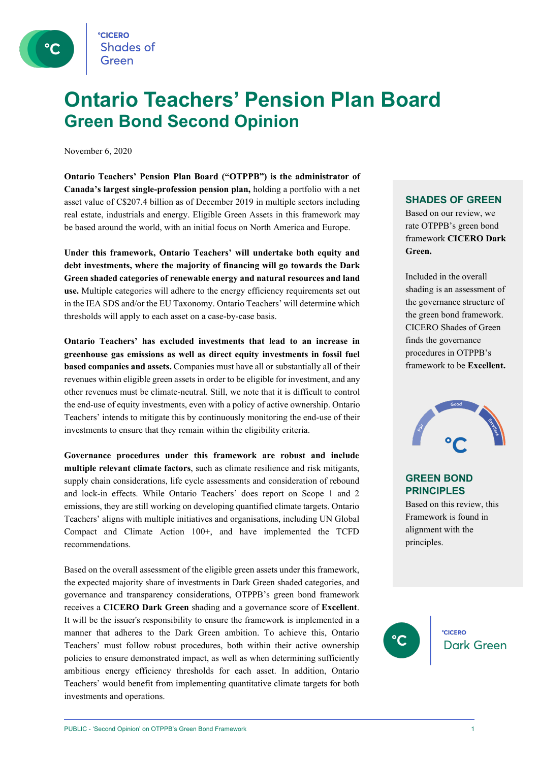# Ontario Teachers' Pension Plan Board

## Green Bond Second Opinion

November 6, 2020

**Ontario Teachers' Pension Plan Board ("OTPPB") is the administrator of Canada's largest single-profession pension plan,** holding a portfolio with a net asset value of C$207.4 billion as of December 2019 in multiple sectors including real estate, industrials and energy. Eligible Green Assets in this framework may be based around the world, with an initial focus on North America and Europe.

**Under this framework, Ontario Teachers' will undertake both equity and debt investments, where the majority of financing will go towards the Dark Green shaded categories of renewable energy and natural resources and land use.** Multiple categories will adhere to the energy efficiency requirements set out in the IEA SDS and/or the EU Taxonomy. Ontario Teachers' will determine which thresholds will apply to each asset on a case-by-case basis.

**Ontario Teachers' has excluded investments that lead to an increase in greenhouse gas emissions as well as direct equity investments in fossil fuel based companies and assets.** Companies must have all or substantially all of their revenues within eligible green assets in order to be eligible for investment, and any other revenues must be climate-neutral. Still, we note that it is difficult to control the end-use of equity investments, even with a policy of active ownership. Ontario Teachers' intends to mitigate this by continuously monitoring the end-use of their investments to ensure that they remain within the eligibility criteria.

**Governance procedures under this framework are robust and include multiple relevant climate factors**, such as climate resilience and risk mitigants, supply chain considerations, life cycle assessments and consideration of rebound and lock-in effects. While Ontario Teachers' does report on Scope 1 and 2 emissions, they are still working on developing quantified climate targets. Ontario Teachers' aligns with multiple initiatives and organisations, including UN Global Compact and Climate Action 100+, and have implemented the TCFD recommendations.

Based on the overall assessment of the eligible green assets under this framework, the expected majority share of investments in Dark Green shaded categories, and governance and transparency considerations, OTPPB's green bond framework receives a **CICERO Dark Green** shading and a governance score of **Excellent**. It will be the issuer's responsibility to ensure the framework is implemented in a manner that adheres to the Dark Green ambition. To achieve this, Ontario Teachers' must follow robust procedures, both within their active ownership policies to ensure demonstrated impact, as well as when determining sufficiently ambitious energy efficiency thresholds for each asset. In addition, Ontario Teachers' would benefit from implementing quantitative climate targets for both investments and operations.

### SHADES OF GREEN

Based on our review, we rate OTPPB's green bond framework **CICERO Dark Green.**

Included in the overall shading is an assessment of the governance structure of the green bond framework. CICERO Shades of Green finds the governance procedures in OTPPB's framework to be **Excellent.**

### GREEN BOND PRINCIPLES

Based on this review, this Framework is found in alignment with the principles.

°CICERO Dark Green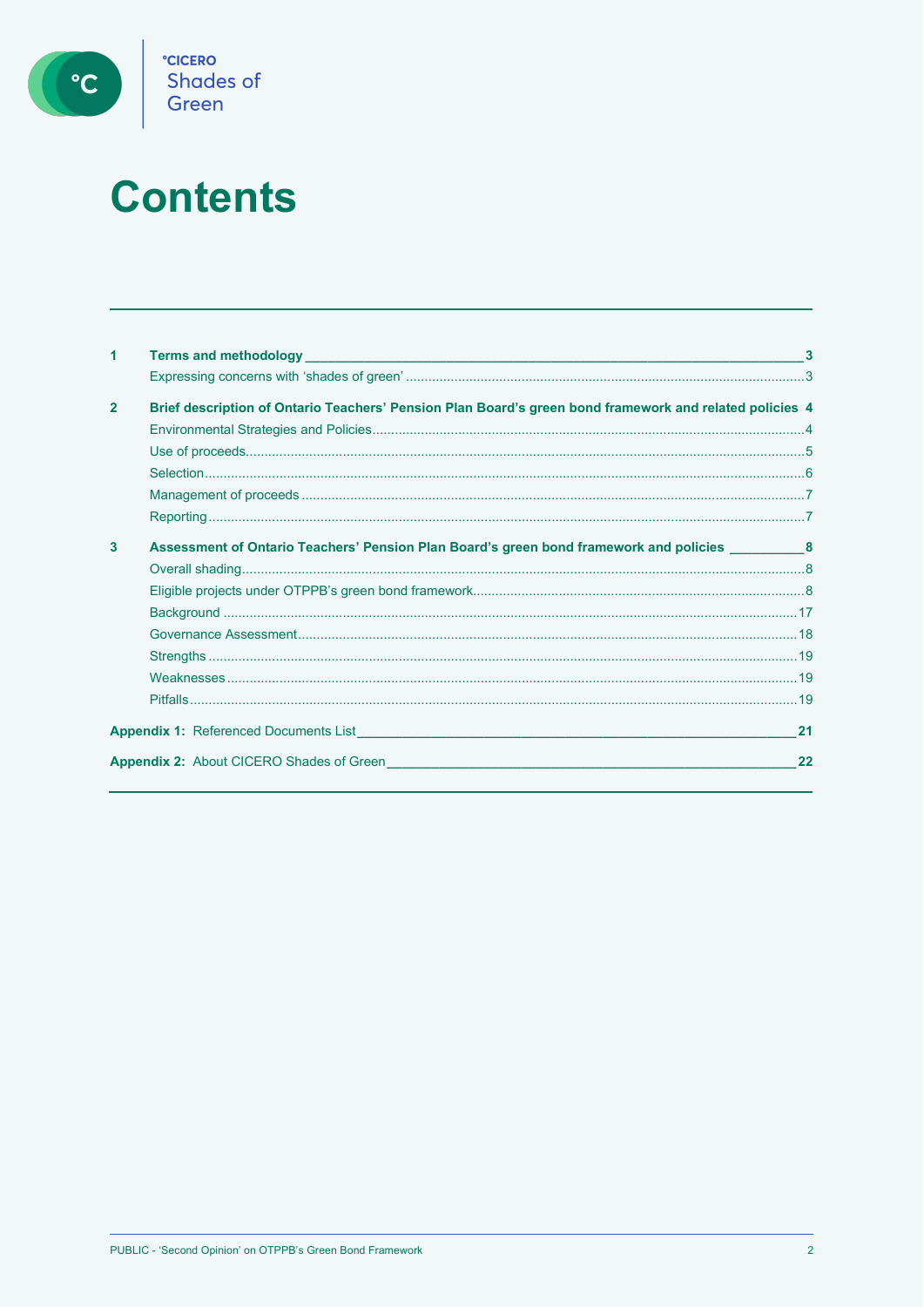# Contents

| | | |
|---|---|---|
| **1** | **Terms and methodology** | **3** |
| | Expressing concerns with 'shades of green' | 3 |
| **2** | **Brief description of Ontario Teachers' Pension Plan Board's green bond framework and related policies** | **4** |
| | Environmental Strategies and Policies | 4 |
| | Use of proceeds | 5 |
| | Selection | 6 |
| | Management of proceeds | 7 |
| | Reporting | 7 |
| **3** | **Assessment of Ontario Teachers' Pension Plan Board's green bond framework and policies** | **8** |
| | Overall shading | 8 |
| | Eligible projects under OTPPB's green bond framework | 8 |
| | Background | 17 |
| | Governance Assessment | 18 |
| | Strengths | 19 |
| | Weaknesses | 19 |
| | Pitfalls | 19 |
| **Appendix 1:** | Referenced Documents List | **21** |
| **Appendix 2:** | About CICERO Shades of Green | **22** |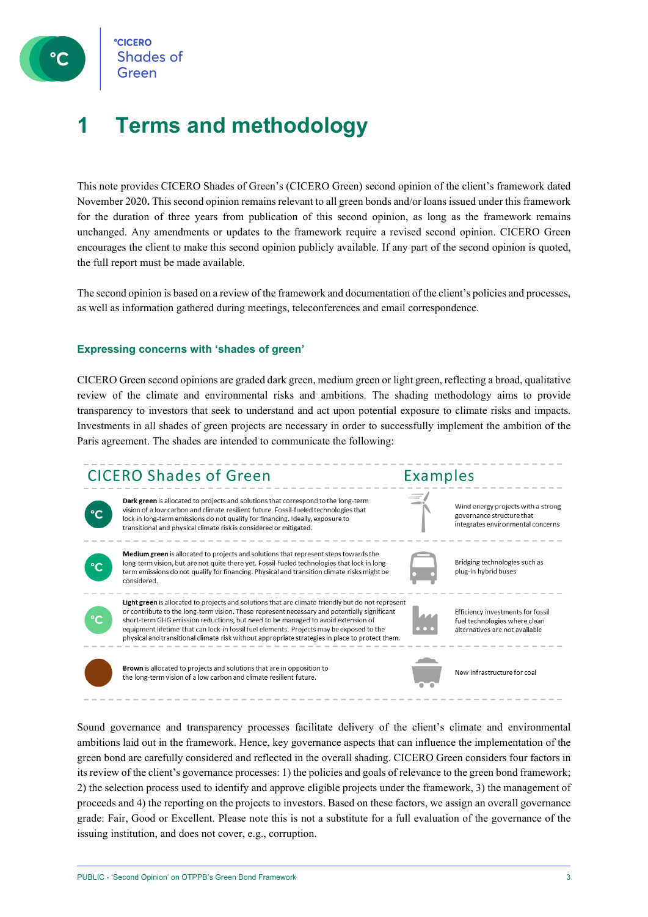# 1 Terms and methodology

This note provides CICERO Shades of Green's (CICERO Green) second opinion of the client's framework dated November 2020**.** This second opinion remains relevant to all green bonds and/or loans issued under this framework for the duration of three years from publication of this second opinion, as long as the framework remains unchanged. Any amendments or updates to the framework require a revised second opinion. CICERO Green encourages the client to make this second opinion publicly available. If any part of the second opinion is quoted, the full report must be made available.

The second opinion is based on a review of the framework and documentation of the client's policies and processes, as well as information gathered during meetings, teleconferences and email correspondence.

### Expressing concerns with 'shades of green'

CICERO Green second opinions are graded dark green, medium green or light green, reflecting a broad, qualitative review of the climate and environmental risks and ambitions. The shading methodology aims to provide transparency to investors that seek to understand and act upon potential exposure to climate risks and impacts. Investments in all shades of green projects are necessary in order to successfully implement the ambition of the Paris agreement. The shades are intended to communicate the following:

| CICERO Shades of Green | Examples |
| --- | --- |
| **Dark green** is allocated to projects and solutions that correspond to the long-term vision of a low carbon and climate resilient future. Fossil-fueled technologies that lock in long-term emissions do not qualify for financing. Ideally, exposure to transitional and physical climate risk is considered or mitigated. | Wind energy projects with a strong governance structure that integrates environmental concerns |
| **Medium green** is allocated to projects and solutions that represent steps towards the long-term vision, but are not quite there yet. Fossil-fueled technologies that lock in long-term emissions do not qualify for financing. Physical and transition climate risks might be considered. | Bridging technologies such as plug-in hybrid buses |
| **Light green** is allocated to projects and solutions that are climate friendly but do not represent or contribute to the long-term vision. These represent necessary and potentially significant short-term GHG emission reductions, but need to be managed to avoid extension of equipment lifetime that can lock-in fossil fuel elements. Projects may be exposed to the physical and transitional climate risk without appropriate strategies in place to protect them. | Efficiency investments for fossil fuel technologies where clean alternatives are not available |
| **Brown** is allocated to projects and solutions that are in opposition to the long-term vision of a low carbon and climate resilient future. | New infrastructure for coal |

Sound governance and transparency processes facilitate delivery of the client's climate and environmental ambitions laid out in the framework. Hence, key governance aspects that can influence the implementation of the green bond are carefully considered and reflected in the overall shading. CICERO Green considers four factors in its review of the client's governance processes: 1) the policies and goals of relevance to the green bond framework; 2) the selection process used to identify and approve eligible projects under the framework, 3) the management of proceeds and 4) the reporting on the projects to investors. Based on these factors, we assign an overall governance grade: Fair, Good or Excellent. Please note this is not a substitute for a full evaluation of the governance of the issuing institution, and does not cover, e.g., corruption.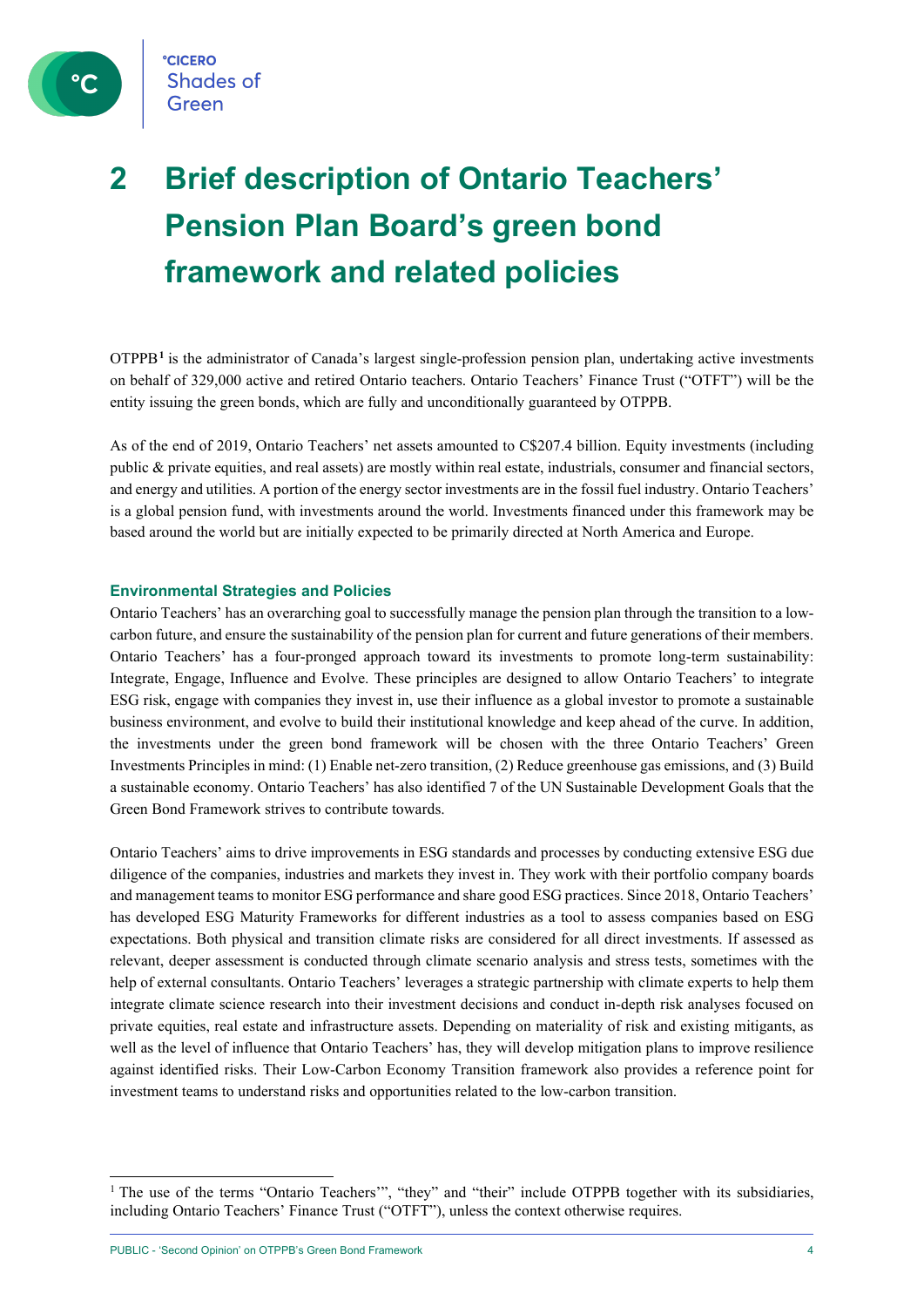# 2 Brief description of Ontario Teachers' Pension Plan Board's green bond framework and related policies

OTPPB[1] is the administrator of Canada's largest single-profession pension plan, undertaking active investments on behalf of 329,000 active and retired Ontario teachers. Ontario Teachers' Finance Trust ("OTFT") will be the entity issuing the green bonds, which are fully and unconditionally guaranteed by OTPPB.

As of the end of 2019, Ontario Teachers' net assets amounted to C$207.4 billion. Equity investments (including public & private equities, and real assets) are mostly within real estate, industrials, consumer and financial sectors, and energy and utilities. A portion of the energy sector investments are in the fossil fuel industry. Ontario Teachers' is a global pension fund, with investments around the world. Investments financed under this framework may be based around the world but are initially expected to be primarily directed at North America and Europe.

### Environmental Strategies and Policies

Ontario Teachers' has an overarching goal to successfully manage the pension plan through the transition to a low-carbon future, and ensure the sustainability of the pension plan for current and future generations of their members. Ontario Teachers' has a four-pronged approach toward its investments to promote long-term sustainability: Integrate, Engage, Influence and Evolve. These principles are designed to allow Ontario Teachers' to integrate ESG risk, engage with companies they invest in, use their influence as a global investor to promote a sustainable business environment, and evolve to build their institutional knowledge and keep ahead of the curve. In addition, the investments under the green bond framework will be chosen with the three Ontario Teachers' Green Investments Principles in mind: (1) Enable net-zero transition, (2) Reduce greenhouse gas emissions, and (3) Build a sustainable economy. Ontario Teachers' has also identified 7 of the UN Sustainable Development Goals that the Green Bond Framework strives to contribute towards.

Ontario Teachers' aims to drive improvements in ESG standards and processes by conducting extensive ESG due diligence of the companies, industries and markets they invest in. They work with their portfolio company boards and management teams to monitor ESG performance and share good ESG practices. Since 2018, Ontario Teachers' has developed ESG Maturity Frameworks for different industries as a tool to assess companies based on ESG expectations. Both physical and transition climate risks are considered for all direct investments. If assessed as relevant, deeper assessment is conducted through climate scenario analysis and stress tests, sometimes with the help of external consultants. Ontario Teachers' leverages a strategic partnership with climate experts to help them integrate climate science research into their investment decisions and conduct in-depth risk analyses focused on private equities, real estate and infrastructure assets. Depending on materiality of risk and existing mitigants, as well as the level of influence that Ontario Teachers' has, they will develop mitigation plans to improve resilience against identified risks. Their Low-Carbon Economy Transition framework also provides a reference point for investment teams to understand risks and opportunities related to the low-carbon transition.

---

[1] The use of the terms "Ontario Teachers'", "they" and "their" include OTPPB together with its subsidiaries, including Ontario Teachers' Finance Trust ("OTFT"), unless the context otherwise requires.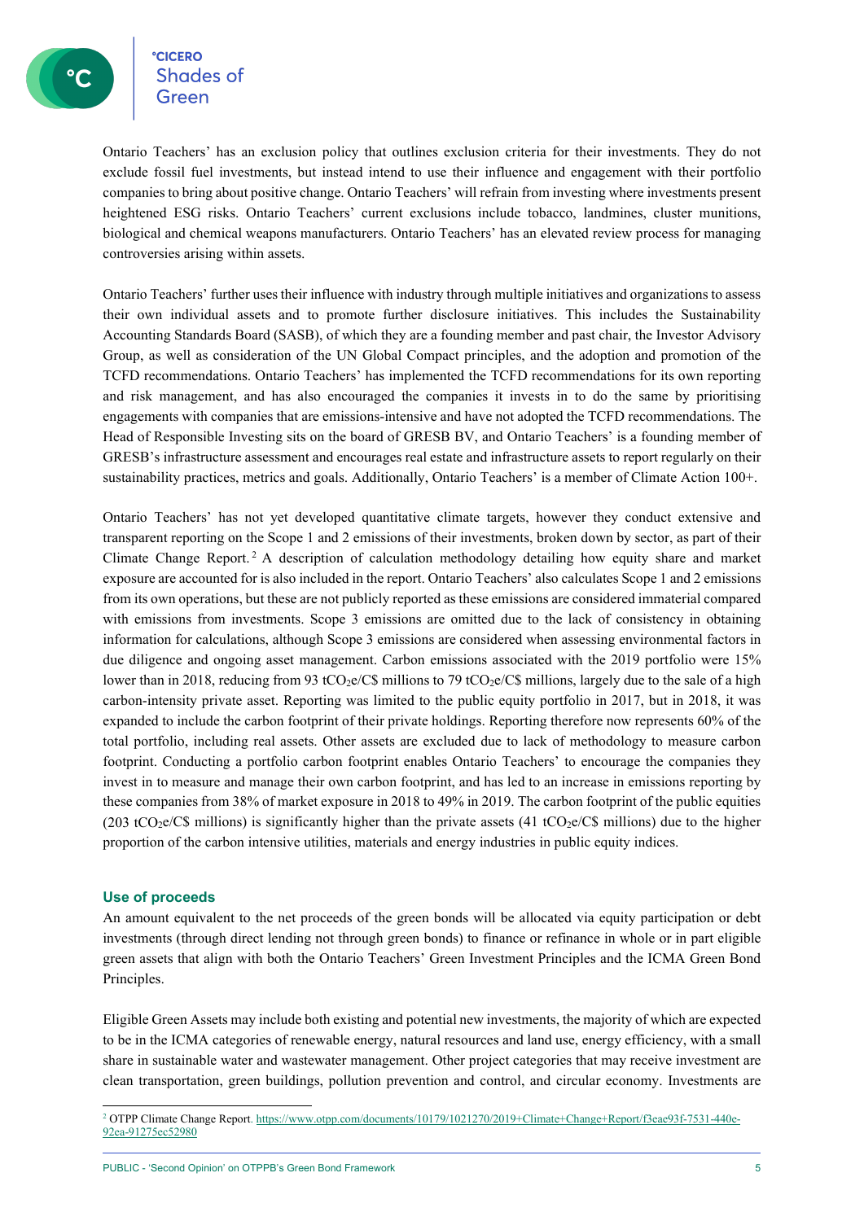Ontario Teachers' has an exclusion policy that outlines exclusion criteria for their investments. They do not exclude fossil fuel investments, but instead intend to use their influence and engagement with their portfolio companies to bring about positive change. Ontario Teachers' will refrain from investing where investments present heightened ESG risks. Ontario Teachers' current exclusions include tobacco, landmines, cluster munitions, biological and chemical weapons manufacturers. Ontario Teachers' has an elevated review process for managing controversies arising within assets.

Ontario Teachers' further uses their influence with industry through multiple initiatives and organizations to assess their own individual assets and to promote further disclosure initiatives. This includes the Sustainability Accounting Standards Board (SASB), of which they are a founding member and past chair, the Investor Advisory Group, as well as consideration of the UN Global Compact principles, and the adoption and promotion of the TCFD recommendations. Ontario Teachers' has implemented the TCFD recommendations for its own reporting and risk management, and has also encouraged the companies it invests in to do the same by prioritising engagements with companies that are emissions-intensive and have not adopted the TCFD recommendations. The Head of Responsible Investing sits on the board of GRESB BV, and Ontario Teachers' is a founding member of GRESB's infrastructure assessment and encourages real estate and infrastructure assets to report regularly on their sustainability practices, metrics and goals. Additionally, Ontario Teachers' is a member of Climate Action 100+.

Ontario Teachers' has not yet developed quantitative climate targets, however they conduct extensive and transparent reporting on the Scope 1 and 2 emissions of their investments, broken down by sector, as part of their Climate Change Report.[2] A description of calculation methodology detailing how equity share and market exposure are accounted for is also included in the report. Ontario Teachers' also calculates Scope 1 and 2 emissions from its own operations, but these are not publicly reported as these emissions are considered immaterial compared with emissions from investments. Scope 3 emissions are omitted due to the lack of consistency in obtaining information for calculations, although Scope 3 emissions are considered when assessing environmental factors in due diligence and ongoing asset management. Carbon emissions associated with the 2019 portfolio were 15% lower than in 2018, reducing from 93 $tCO_2e$/C$ millions to 79 $tCO_2e$/C$ millions, largely due to the sale of a high carbon-intensity private asset. Reporting was limited to the public equity portfolio in 2017, but in 2018, it was expanded to include the carbon footprint of their private holdings. Reporting therefore now represents 60% of the total portfolio, including real assets. Other assets are excluded due to lack of methodology to measure carbon footprint. Conducting a portfolio carbon footprint enables Ontario Teachers' to encourage the companies they invest in to measure and manage their own carbon footprint, and has led to an increase in emissions reporting by these companies from 38% of market exposure in 2018 to 49% in 2019. The carbon footprint of the public equities (203 $tCO_2e$/C$ millions) is significantly higher than the private assets (41 $tCO_2e$/C$ millions) due to the higher proportion of the carbon intensive utilities, materials and energy industries in public equity indices.

## Use of proceeds

An amount equivalent to the net proceeds of the green bonds will be allocated via equity participation or debt investments (through direct lending not through green bonds) to finance or refinance in whole or in part eligible green assets that align with both the Ontario Teachers' Green Investment Principles and the ICMA Green Bond Principles.

Eligible Green Assets may include both existing and potential new investments, the majority of which are expected to be in the ICMA categories of renewable energy, natural resources and land use, energy efficiency, with a small share in sustainable water and wastewater management. Other project categories that may receive investment are clean transportation, green buildings, pollution prevention and control, and circular economy. Investments are

[2] OTPP Climate Change Report. https://www.otpp.com/documents/10179/1021270/2019+Climate+Change+Report/f3eae93f-7531-440e-92ea-91275ec52980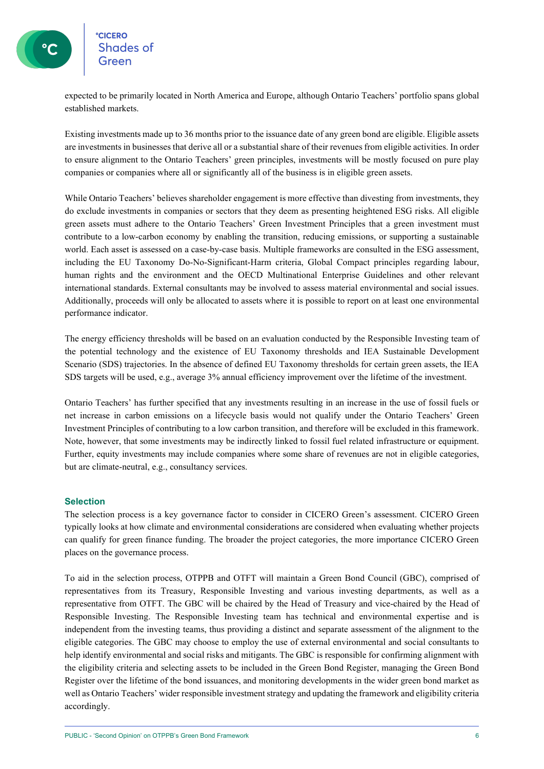expected to be primarily located in North America and Europe, although Ontario Teachers' portfolio spans global established markets.

Existing investments made up to 36 months prior to the issuance date of any green bond are eligible. Eligible assets are investments in businesses that derive all or a substantial share of their revenues from eligible activities. In order to ensure alignment to the Ontario Teachers' green principles, investments will be mostly focused on pure play companies or companies where all or significantly all of the business is in eligible green assets.

While Ontario Teachers' believes shareholder engagement is more effective than divesting from investments, they do exclude investments in companies or sectors that they deem as presenting heightened ESG risks. All eligible green assets must adhere to the Ontario Teachers' Green Investment Principles that a green investment must contribute to a low-carbon economy by enabling the transition, reducing emissions, or supporting a sustainable world. Each asset is assessed on a case-by-case basis. Multiple frameworks are consulted in the ESG assessment, including the EU Taxonomy Do-No-Significant-Harm criteria, Global Compact principles regarding labour, human rights and the environment and the OECD Multinational Enterprise Guidelines and other relevant international standards. External consultants may be involved to assess material environmental and social issues. Additionally, proceeds will only be allocated to assets where it is possible to report on at least one environmental performance indicator.

The energy efficiency thresholds will be based on an evaluation conducted by the Responsible Investing team of the potential technology and the existence of EU Taxonomy thresholds and IEA Sustainable Development Scenario (SDS) trajectories. In the absence of defined EU Taxonomy thresholds for certain green assets, the IEA SDS targets will be used, e.g., average 3% annual efficiency improvement over the lifetime of the investment.

Ontario Teachers' has further specified that any investments resulting in an increase in the use of fossil fuels or net increase in carbon emissions on a lifecycle basis would not qualify under the Ontario Teachers' Green Investment Principles of contributing to a low carbon transition, and therefore will be excluded in this framework. Note, however, that some investments may be indirectly linked to fossil fuel related infrastructure or equipment. Further, equity investments may include companies where some share of revenues are not in eligible categories, but are climate-neutral, e.g., consultancy services.

### Selection

The selection process is a key governance factor to consider in CICERO Green's assessment. CICERO Green typically looks at how climate and environmental considerations are considered when evaluating whether projects can qualify for green finance funding. The broader the project categories, the more importance CICERO Green places on the governance process.

To aid in the selection process, OTPPB and OTFT will maintain a Green Bond Council (GBC), comprised of representatives from its Treasury, Responsible Investing and various investing departments, as well as a representative from OTFT. The GBC will be chaired by the Head of Treasury and vice-chaired by the Head of Responsible Investing. The Responsible Investing team has technical and environmental expertise and is independent from the investing teams, thus providing a distinct and separate assessment of the alignment to the eligible categories. The GBC may choose to employ the use of external environmental and social consultants to help identify environmental and social risks and mitigants. The GBC is responsible for confirming alignment with the eligibility criteria and selecting assets to be included in the Green Bond Register, managing the Green Bond Register over the lifetime of the bond issuances, and monitoring developments in the wider green bond market as well as Ontario Teachers' wider responsible investment strategy and updating the framework and eligibility criteria accordingly.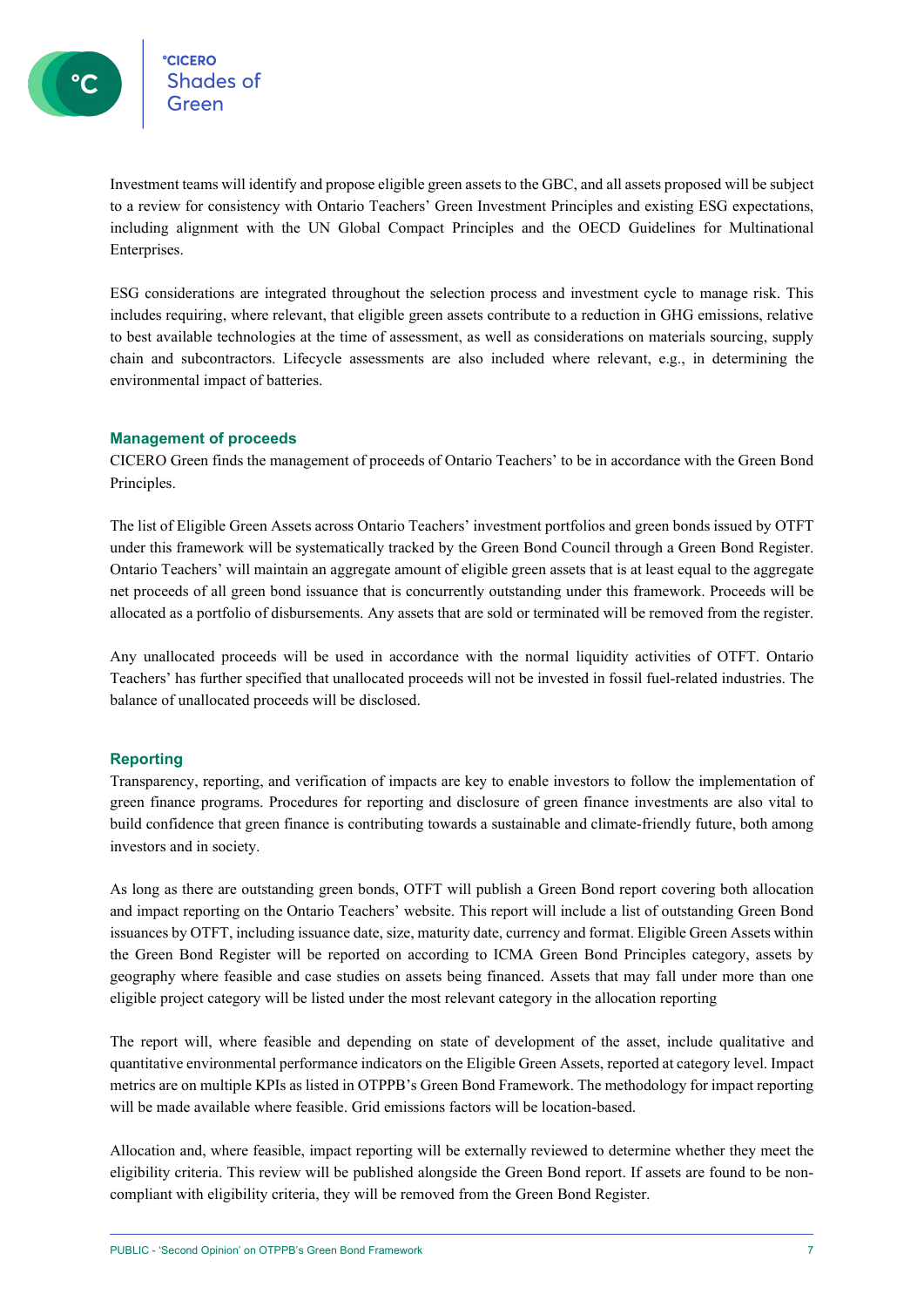Investment teams will identify and propose eligible green assets to the GBC, and all assets proposed will be subject to a review for consistency with Ontario Teachers' Green Investment Principles and existing ESG expectations, including alignment with the UN Global Compact Principles and the OECD Guidelines for Multinational Enterprises.

ESG considerations are integrated throughout the selection process and investment cycle to manage risk. This includes requiring, where relevant, that eligible green assets contribute to a reduction in GHG emissions, relative to best available technologies at the time of assessment, as well as considerations on materials sourcing, supply chain and subcontractors. Lifecycle assessments are also included where relevant, e.g., in determining the environmental impact of batteries.

### Management of proceeds

CICERO Green finds the management of proceeds of Ontario Teachers' to be in accordance with the Green Bond Principles.

The list of Eligible Green Assets across Ontario Teachers' investment portfolios and green bonds issued by OTFT under this framework will be systematically tracked by the Green Bond Council through a Green Bond Register. Ontario Teachers' will maintain an aggregate amount of eligible green assets that is at least equal to the aggregate net proceeds of all green bond issuance that is concurrently outstanding under this framework. Proceeds will be allocated as a portfolio of disbursements. Any assets that are sold or terminated will be removed from the register.

Any unallocated proceeds will be used in accordance with the normal liquidity activities of OTFT. Ontario Teachers' has further specified that unallocated proceeds will not be invested in fossil fuel-related industries. The balance of unallocated proceeds will be disclosed.

### Reporting

Transparency, reporting, and verification of impacts are key to enable investors to follow the implementation of green finance programs. Procedures for reporting and disclosure of green finance investments are also vital to build confidence that green finance is contributing towards a sustainable and climate-friendly future, both among investors and in society.

As long as there are outstanding green bonds, OTFT will publish a Green Bond report covering both allocation and impact reporting on the Ontario Teachers' website. This report will include a list of outstanding Green Bond issuances by OTFT, including issuance date, size, maturity date, currency and format. Eligible Green Assets within the Green Bond Register will be reported on according to ICMA Green Bond Principles category, assets by geography where feasible and case studies on assets being financed. Assets that may fall under more than one eligible project category will be listed under the most relevant category in the allocation reporting

The report will, where feasible and depending on state of development of the asset, include qualitative and quantitative environmental performance indicators on the Eligible Green Assets, reported at category level. Impact metrics are on multiple KPIs as listed in OTPPB's Green Bond Framework. The methodology for impact reporting will be made available where feasible. Grid emissions factors will be location-based.

Allocation and, where feasible, impact reporting will be externally reviewed to determine whether they meet the eligibility criteria. This review will be published alongside the Green Bond report. If assets are found to be non-compliant with eligibility criteria, they will be removed from the Green Bond Register.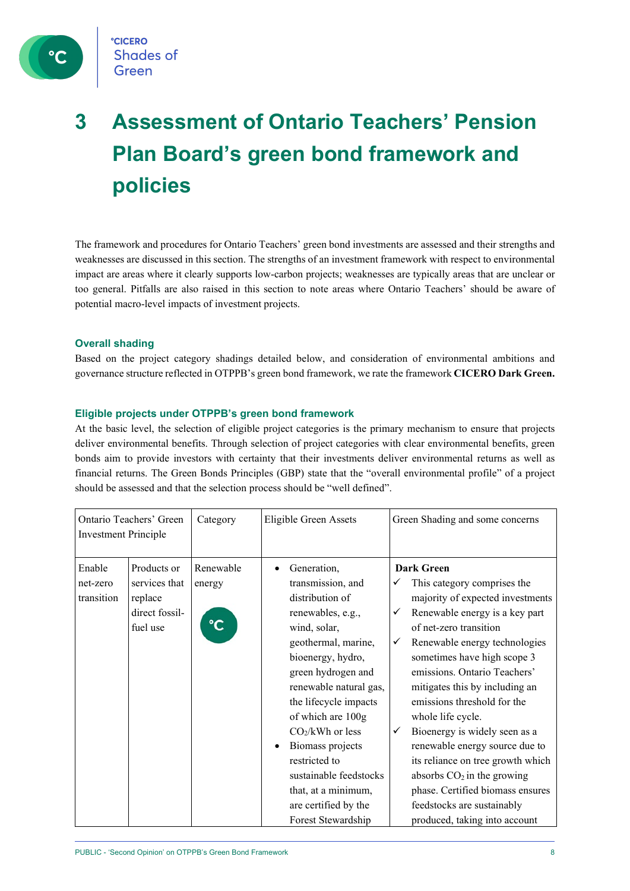# 3 Assessment of Ontario Teachers' Pension Plan Board's green bond framework and policies

The framework and procedures for Ontario Teachers' green bond investments are assessed and their strengths and weaknesses are discussed in this section. The strengths of an investment framework with respect to environmental impact are areas where it clearly supports low-carbon projects; weaknesses are typically areas that are unclear or too general. Pitfalls are also raised in this section to note areas where Ontario Teachers' should be aware of potential macro-level impacts of investment projects.

### Overall shading

Based on the project category shadings detailed below, and consideration of environmental ambitions and governance structure reflected in OTPPB's green bond framework, we rate the framework **CICERO Dark Green.**

### Eligible projects under OTPPB's green bond framework

At the basic level, the selection of eligible project categories is the primary mechanism to ensure that projects deliver environmental benefits. Through selection of project categories with clear environmental benefits, green bonds aim to provide investors with certainty that their investments deliver environmental returns as well as financial returns. The Green Bonds Principles (GBP) state that the "overall environmental profile" of a project should be assessed and that the selection process should be "well defined".

| Ontario Teachers' Green Investment Principle | | Category | Eligible Green Assets | Green Shading and some concerns |
|---|---|---|---|---|
| Enable net-zero transition | Products or services that replace direct fossil-fuel use | Renewable energy | • Generation, transmission, and distribution of renewables, e.g., wind, solar, geothermal, marine, bioenergy, hydro, green hydrogen and renewable natural gas, the lifecycle impacts of which are 100g $CO_2$/kWh or less<br>• Biomass projects restricted to sustainable feedstocks that, at a minimum, are certified by the Forest Stewardship | **Dark Green**<br>✓ This category comprises the majority of expected investments<br>✓ Renewable energy is a key part of net-zero transition<br>✓ Renewable energy technologies sometimes have high scope 3 emissions. Ontario Teachers' mitigates this by including an emissions threshold for the whole life cycle.<br>✓ Bioenergy is widely seen as a renewable energy source due to its reliance on tree growth which absorbs $CO_2$ in the growing phase. Certified biomass ensures feedstocks are sustainably produced, taking into account |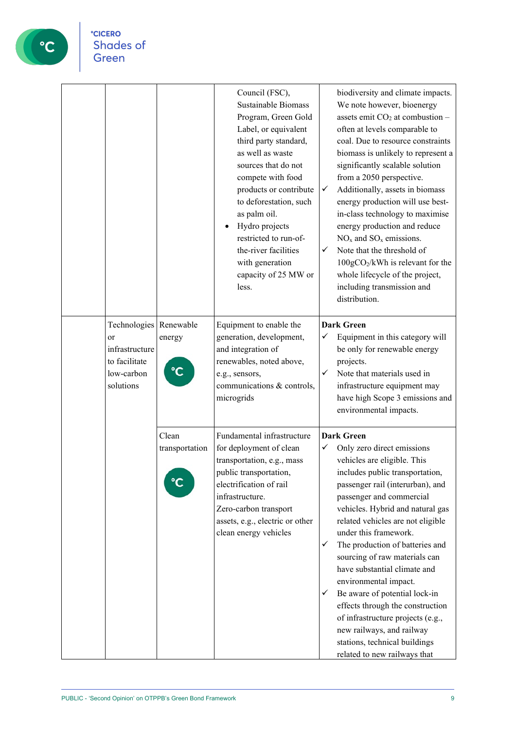| | | | | |
|---|---|---|---|---|
| | | | Council (FSC), Sustainable Biomass Program, Green Gold Label, or equivalent third party standard, as well as waste sources that do not compete with food products or contribute to deforestation, such as palm oil.<br>• Hydro projects restricted to run-of-the-river facilities with generation capacity of 25 MW or less. | biodiversity and climate impacts. We note however, bioenergy assets emit $CO_2$ at combustion – often at levels comparable to coal. Due to resource constraints biomass is unlikely to represent a significantly scalable solution from a 2050 perspective.<br>✓ Additionally, assets in biomass energy production will use best-in-class technology to maximise energy production and reduce $NO_x$ and $SO_x$ emissions.<br>✓ Note that the threshold of $100gCO_2/kWh$ is relevant for the whole lifecycle of the project, including transmission and distribution. |
| | Technologies or infrastructure to facilitate low-carbon solutions | Renewable energy | Equipment to enable the generation, development, and integration of renewables, noted above, e.g., sensors, communications & controls, microgrids | **Dark Green**<br>✓ Equipment in this category will be only for renewable energy projects.<br>✓ Note that materials used in infrastructure equipment may have high Scope 3 emissions and environmental impacts. |
| | | Clean transportation | Fundamental infrastructure for deployment of clean transportation, e.g., mass public transportation, electrification of rail infrastructure.<br>Zero-carbon transport assets, e.g., electric or other clean energy vehicles | **Dark Green**<br>✓ Only zero direct emissions vehicles are eligible. This includes public transportation, passenger rail (interurban), and passenger and commercial vehicles. Hybrid and natural gas related vehicles are not eligible under this framework.<br>✓ The production of batteries and sourcing of raw materials can have substantial climate and environmental impact.<br>✓ Be aware of potential lock-in effects through the construction of infrastructure projects (e.g., new railways, and railway stations, technical buildings related to new railways that |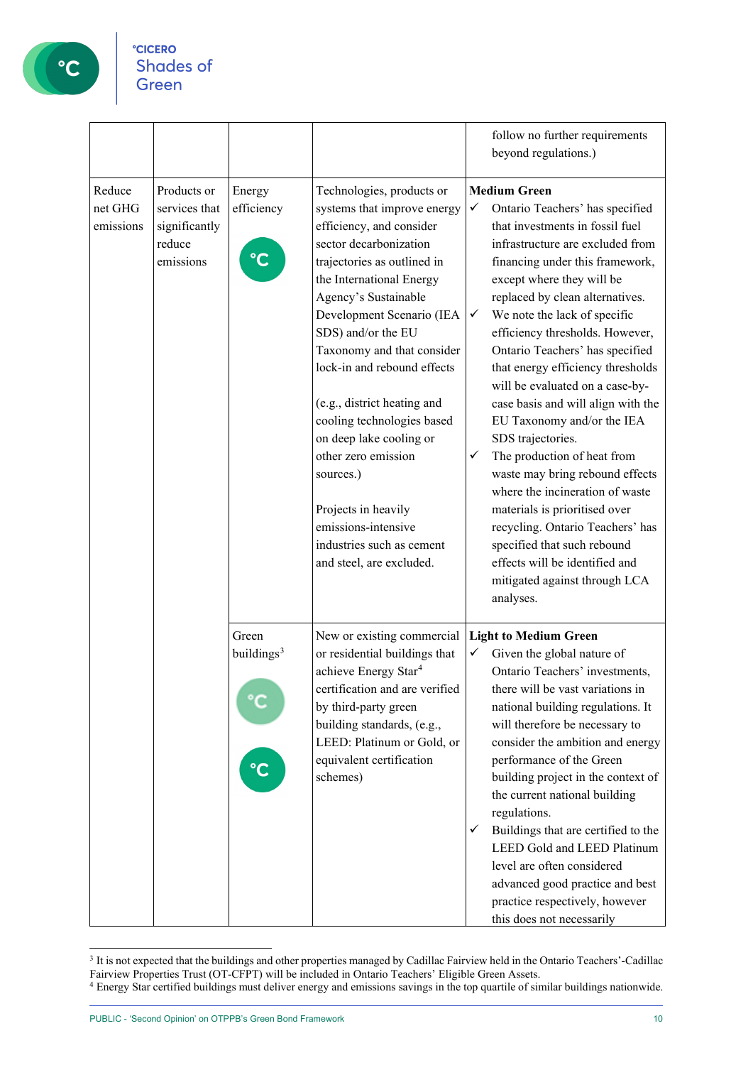| | | | | |
|---|---|---|---|---|
| | | | | follow no further requirements beyond regulations.) |
| Reduce net GHG emissions | Products or services that significantly reduce emissions | Energy efficiency | Technologies, products or systems that improve energy efficiency, and consider sector decarbonization trajectories as outlined in the International Energy Agency's Sustainable Development Scenario (IEA SDS) and/or the EU Taxonomy and that consider lock-in and rebound effects<br><br>(e.g., district heating and cooling technologies based on deep lake cooling or other zero emission sources.)<br><br>Projects in heavily emissions-intensive industries such as cement and steel, are excluded. | **Medium Green**<br>✓ Ontario Teachers' has specified that investments in fossil fuel infrastructure are excluded from financing under this framework, except where they will be replaced by clean alternatives.<br>✓ We note the lack of specific efficiency thresholds. However, Ontario Teachers' has specified that energy efficiency thresholds will be evaluated on a case-by-case basis and will align with the EU Taxonomy and/or the IEA SDS trajectories.<br>✓ The production of heat from waste may bring rebound effects where the incineration of waste materials is prioritised over recycling. Ontario Teachers' has specified that such rebound effects will be identified and mitigated against through LCA analyses. |
| | | Green buildings[3] | New or existing commercial or residential buildings that achieve Energy Star[4] certification and are verified by third-party green building standards, (e.g., LEED: Platinum or Gold, or equivalent certification schemes) | **Light to Medium Green**<br>✓ Given the global nature of Ontario Teachers' investments, there will be vast variations in national building regulations. It will therefore be necessary to consider the ambition and energy performance of the Green building project in the context of the current national building regulations.<br>✓ Buildings that are certified to the LEED Gold and LEED Platinum level are often considered advanced good practice and best practice respectively, however this does not necessarily |

[3] It is not expected that the buildings and other properties managed by Cadillac Fairview held in the Ontario Teachers'-Cadillac Fairview Properties Trust (OT-CFPT) will be included in Ontario Teachers' Eligible Green Assets.

[4] Energy Star certified buildings must deliver energy and emissions savings in the top quartile of similar buildings nationwide.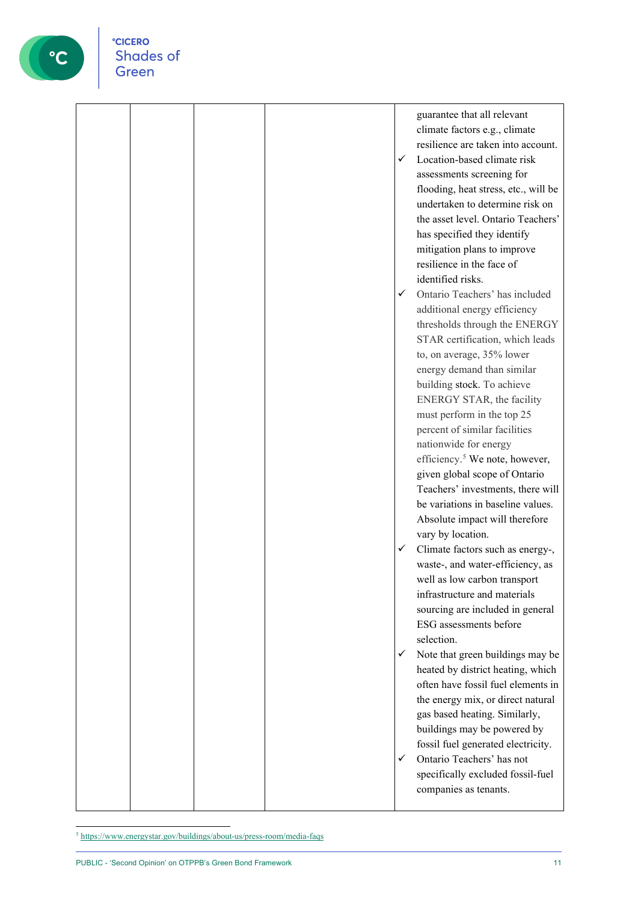|  |  |  |  | guarantee that all relevant climate factors e.g., climate resilience are taken into account.<br>✓ Location-based climate risk assessments screening for flooding, heat stress, etc., will be undertaken to determine risk on the asset level. Ontario Teachers' has specified they identify mitigation plans to improve resilience in the face of identified risks.<br>✓ Ontario Teachers' has included additional energy efficiency thresholds through the ENERGY STAR certification, which leads to, on average, 35% lower energy demand than similar building stock. To achieve ENERGY STAR, the facility must perform in the top 25 percent of similar facilities nationwide for energy efficiency.[5] We note, however, given global scope of Ontario Teachers' investments, there will be variations in baseline values. Absolute impact will therefore vary by location.<br>✓ Climate factors such as energy-, waste-, and water-efficiency, as well as low carbon transport infrastructure and materials sourcing are included in general ESG assessments before selection.<br>✓ Note that green buildings may be heated by district heating, which often have fossil fuel elements in the energy mix, or direct natural gas based heating. Similarly, buildings may be powered by fossil fuel generated electricity.<br>✓ Ontario Teachers' has not specifically excluded fossil-fuel companies as tenants. |
|---|---|---|---|---|

[5] https://www.energystar.gov/buildings/about-us/press-room/media-faqs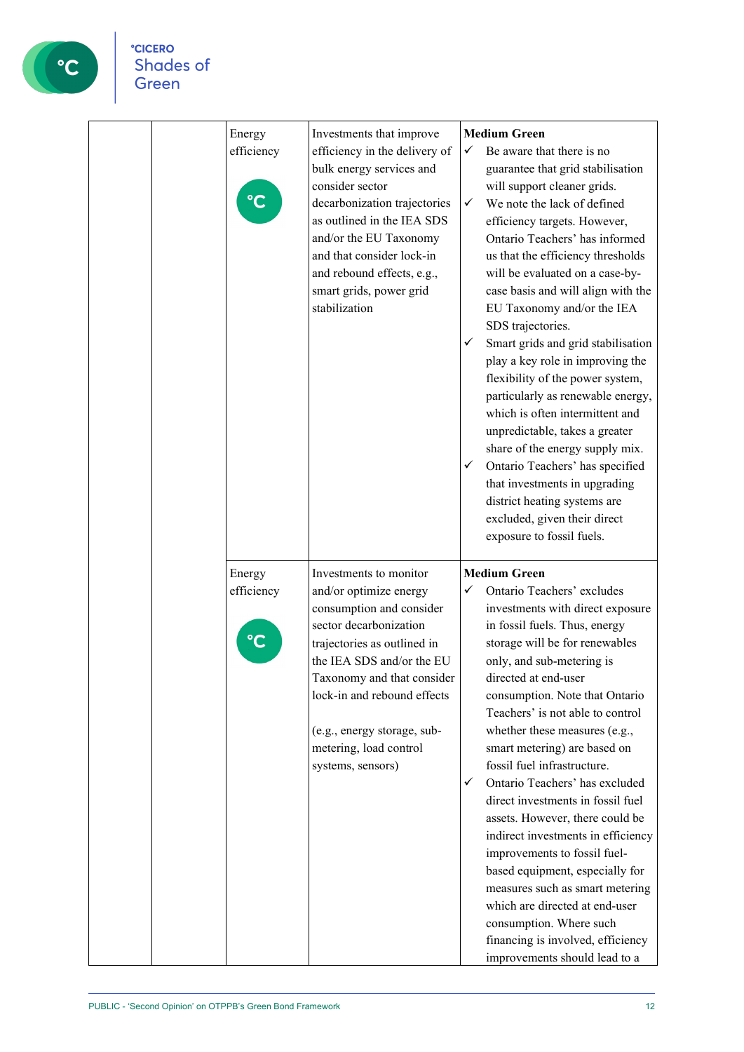|  |  |  |  |  |
|---|---|---|---|---|
|  |  | Energy efficiency | Investments that improve efficiency in the delivery of bulk energy services and consider sector decarbonization trajectories as outlined in the IEA SDS and/or the EU Taxonomy and that consider lock-in and rebound effects, e.g., smart grids, power grid stabilization | **Medium Green**<br>✓ Be aware that there is no guarantee that grid stabilisation will support cleaner grids.<br>✓ We note the lack of defined efficiency targets. However, Ontario Teachers' has informed us that the efficiency thresholds will be evaluated on a case-by-case basis and will align with the EU Taxonomy and/or the IEA SDS trajectories.<br>✓ Smart grids and grid stabilisation play a key role in improving the flexibility of the power system, particularly as renewable energy, which is often intermittent and unpredictable, takes a greater share of the energy supply mix.<br>✓ Ontario Teachers' has specified that investments in upgrading district heating systems are excluded, given their direct exposure to fossil fuels. |
|  |  | Energy efficiency | Investments to monitor and/or optimize energy consumption and consider sector decarbonization trajectories as outlined in the IEA SDS and/or the EU Taxonomy and that consider lock-in and rebound effects<br><br>(e.g., energy storage, sub-metering, load control systems, sensors) | **Medium Green**<br>✓ Ontario Teachers' excludes investments with direct exposure in fossil fuels. Thus, energy storage will be for renewables only, and sub-metering is directed at end-user consumption. Note that Ontario Teachers' is not able to control whether these measures (e.g., smart metering) are based on fossil fuel infrastructure.<br>✓ Ontario Teachers' has excluded direct investments in fossil fuel assets. However, there could be indirect investments in efficiency improvements to fossil fuel-based equipment, especially for measures such as smart metering which are directed at end-user consumption. Where such financing is involved, efficiency improvements should lead to a |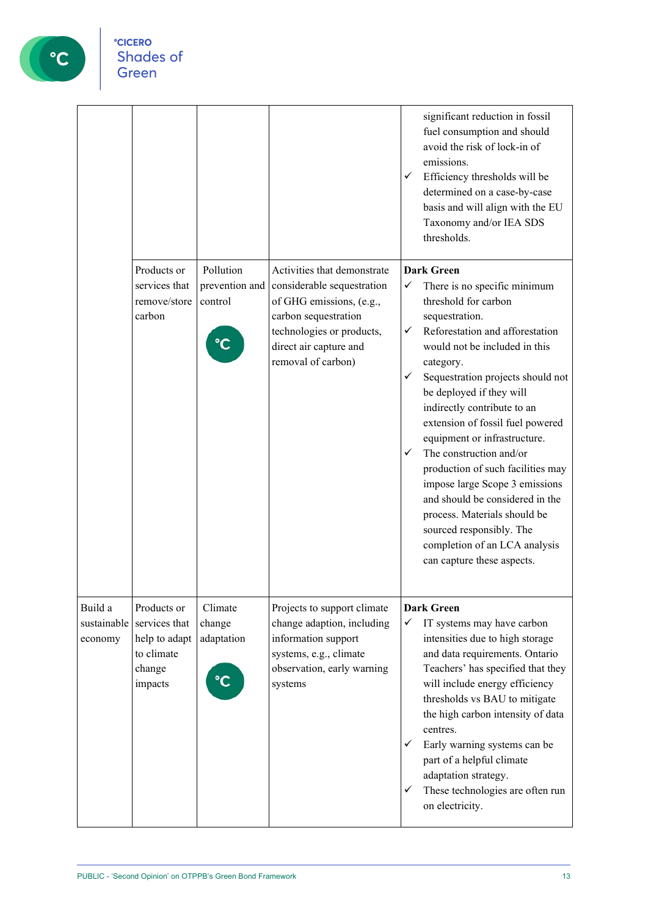| | | | | |
|---|---|---|---|---|
| | | | | significant reduction in fossil fuel consumption and should avoid the risk of lock-in of emissions.<br>✓ Efficiency thresholds will be determined on a case-by-case basis and will align with the EU Taxonomy and/or IEA SDS thresholds. |
| | Products or services that remove/store carbon | Pollution prevention and control | Activities that demonstrate considerable sequestration of GHG emissions, (e.g., carbon sequestration technologies or products, direct air capture and removal of carbon) | **Dark Green**<br>✓ There is no specific minimum threshold for carbon sequestration.<br>✓ Reforestation and afforestation would not be included in this category.<br>✓ Sequestration projects should not be deployed if they will indirectly contribute to an extension of fossil fuel powered equipment or infrastructure.<br>✓ The construction and/or production of such facilities may impose large Scope 3 emissions and should be considered in the process. Materials should be sourced responsibly. The completion of an LCA analysis can capture these aspects. |
| Build a sustainable economy | Products or services that help to adapt to climate change impacts | Climate change adaptation | Projects to support climate change adaption, including information support systems, e.g., climate observation, early warning systems | **Dark Green**<br>✓ IT systems may have carbon intensities due to high storage and data requirements. Ontario Teachers' has specified that they will include energy efficiency thresholds vs BAU to mitigate the high carbon intensity of data centres.<br>✓ Early warning systems can be part of a helpful climate adaptation strategy.<br>✓ These technologies are often run on electricity. |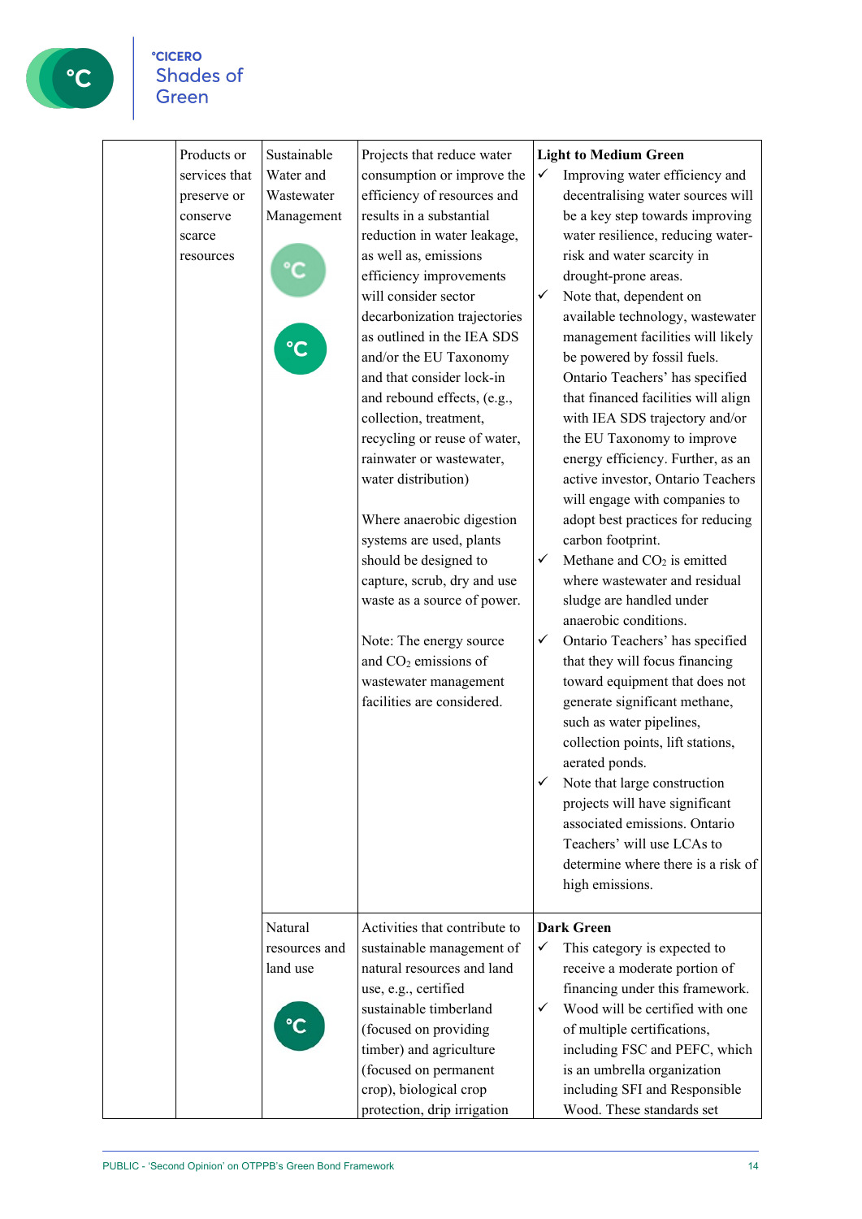|  |  |  |  |  |
|---|---|---|---|---|
|  | Products or services that preserve or conserve scarce resources | Sustainable Water and Wastewater Management | Projects that reduce water consumption or improve the efficiency of resources and results in a substantial reduction in water leakage, as well as, emissions efficiency improvements will consider sector decarbonization trajectories as outlined in the IEA SDS and/or the EU Taxonomy and that consider lock-in and rebound effects, (e.g., collection, treatment, recycling or reuse of water, rainwater or wastewater, water distribution)<br><br>Where anaerobic digestion systems are used, plants should be designed to capture, scrub, dry and use waste as a source of power.<br><br>Note: The energy source and $CO_2$ emissions of wastewater management facilities are considered. | **Light to Medium Green**<br>✓ Improving water efficiency and decentralising water sources will be a key step towards improving water resilience, reducing water-risk and water scarcity in drought-prone areas.<br>✓ Note that, dependent on available technology, wastewater management facilities will likely be powered by fossil fuels. Ontario Teachers' has specified that financed facilities will align with IEA SDS trajectory and/or the EU Taxonomy to improve energy efficiency. Further, as an active investor, Ontario Teachers will engage with companies to adopt best practices for reducing carbon footprint.<br>✓ Methane and $CO_2$ is emitted where wastewater and residual sludge are handled under anaerobic conditions.<br>✓ Ontario Teachers' has specified that they will focus financing toward equipment that does not generate significant methane, such as water pipelines, collection points, lift stations, aerated ponds.<br>✓ Note that large construction projects will have significant associated emissions. Ontario Teachers' will use LCAs to determine where there is a risk of high emissions. |
|  |  | Natural resources and land use | Activities that contribute to sustainable management of natural resources and land use, e.g., certified sustainable timberland (focused on providing timber) and agriculture (focused on permanent crop), biological crop protection, drip irrigation | **Dark Green**<br>✓ This category is expected to receive a moderate portion of financing under this framework.<br>✓ Wood will be certified with one of multiple certifications, including FSC and PEFC, which is an umbrella organization including SFI and Responsible Wood. These standards set |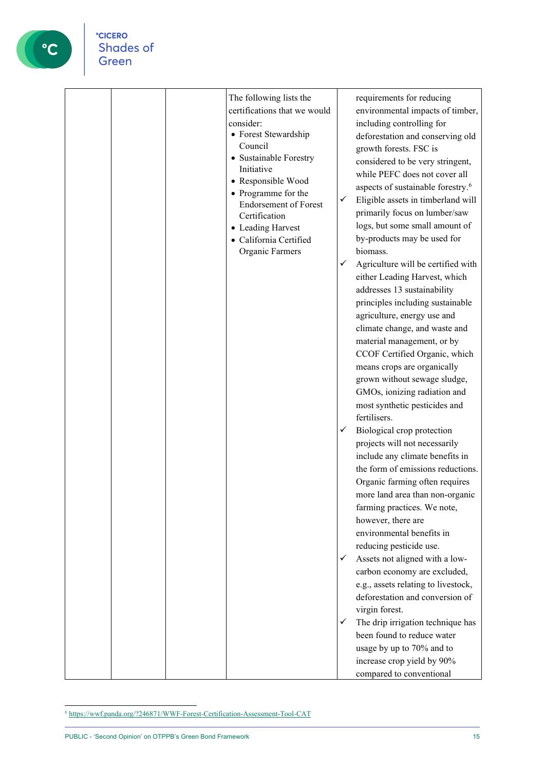| | | | The following lists the certifications that we would consider:<br>• Forest Stewardship Council<br>• Sustainable Forestry Initiative<br>• Responsible Wood<br>• Programme for the Endorsement of Forest Certification<br>• Leading Harvest<br>• California Certified Organic Farmers | requirements for reducing environmental impacts of timber, including controlling for deforestation and conserving old growth forests. FSC is considered to be very stringent, while PEFC does not cover all aspects of sustainable forestry.[6]<br>✓ Eligible assets in timberland will primarily focus on lumber/saw logs, but some small amount of by-products may be used for biomass.<br>✓ Agriculture will be certified with either Leading Harvest, which addresses 13 sustainability principles including sustainable agriculture, energy use and climate change, and waste and material management, or by CCOF Certified Organic, which means crops are organically grown without sewage sludge, GMOs, ionizing radiation and most synthetic pesticides and fertilisers.<br>✓ Biological crop protection projects will not necessarily include any climate benefits in the form of emissions reductions. Organic farming often requires more land area than non-organic farming practices. We note, however, there are environmental benefits in reducing pesticide use.<br>✓ Assets not aligned with a low-carbon economy are excluded, e.g., assets relating to livestock, deforestation and conversion of virgin forest.<br>✓ The drip irrigation technique has been found to reduce water usage by up to 70% and to increase crop yield by 90% compared to conventional |
|---|---|---|---|---|

[6] https://wwf.panda.org/?246871/WWF-Forest-Certification-Assessment-Tool-CAT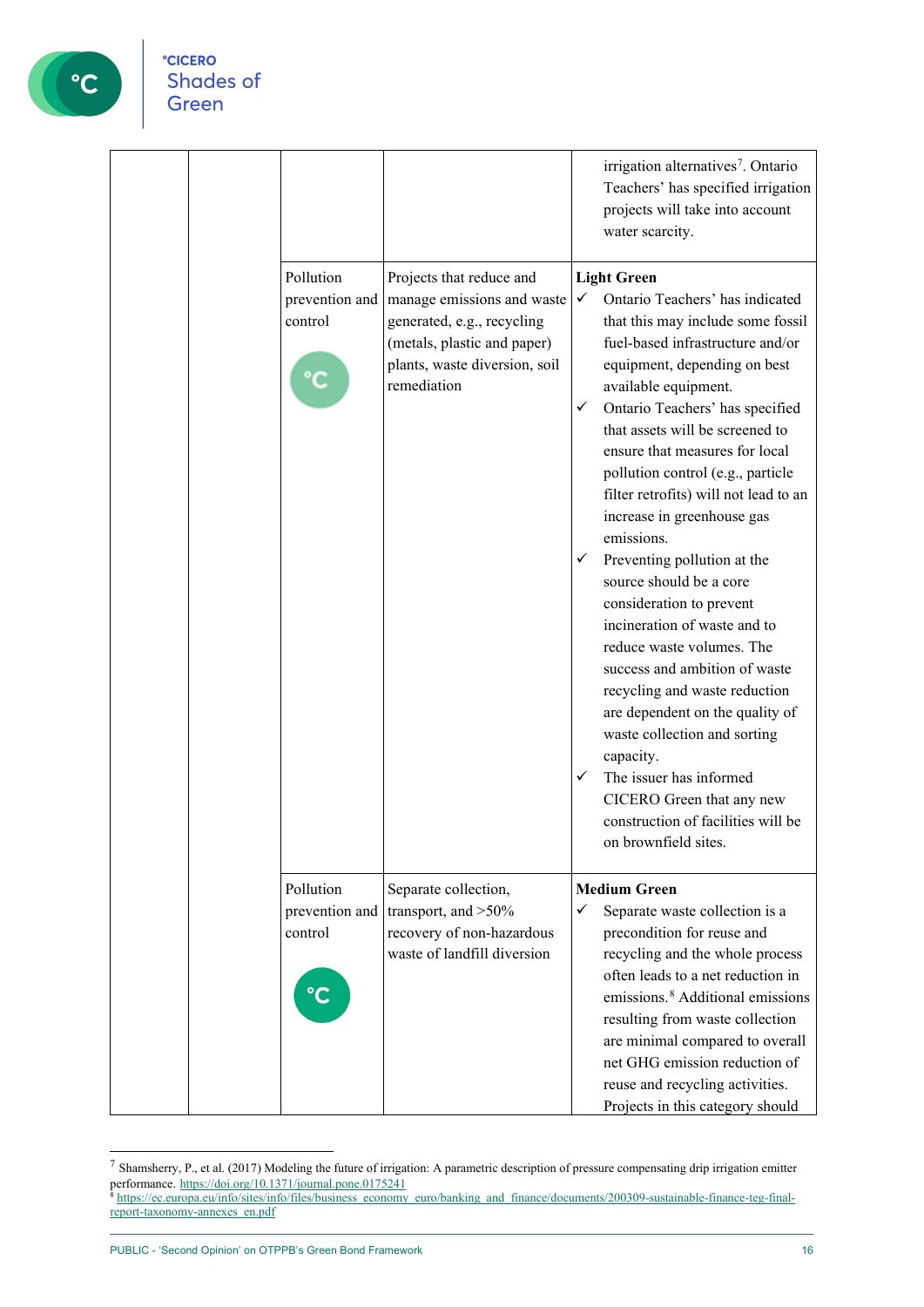| | | | | |
|---|---|---|---|---|
| | | | | irrigation alternatives[7]. Ontario Teachers' has specified irrigation projects will take into account water scarcity. |
| | | Pollution prevention and control | Projects that reduce and manage emissions and waste generated, e.g., recycling (metals, plastic and paper) plants, waste diversion, soil remediation | **Light Green** ✓ Ontario Teachers' has indicated that this may include some fossil fuel-based infrastructure and/or equipment, depending on best available equipment. ✓ Ontario Teachers' has specified that assets will be screened to ensure that measures for local pollution control (e.g., particle filter retrofits) will not lead to an increase in greenhouse gas emissions. ✓ Preventing pollution at the source should be a core consideration to prevent incineration of waste and to reduce waste volumes. The success and ambition of waste recycling and waste reduction are dependent on the quality of waste collection and sorting capacity. ✓ The issuer has informed CICERO Green that any new construction of facilities will be on brownfield sites. |
| | | Pollution prevention and control | Separate collection, transport, and >50% recovery of non-hazardous waste of landfill diversion | **Medium Green** ✓ Separate waste collection is a precondition for reuse and recycling and the whole process often leads to a net reduction in emissions.[8] Additional emissions resulting from waste collection are minimal compared to overall net GHG emission reduction of reuse and recycling activities. Projects in this category should |

[7] Shamsherry, P., et al. (2017) Modeling the future of irrigation: A parametric description of pressure compensating drip irrigation emitter performance. https://doi.org/10.1371/journal.pone.0175241

[8] https://ec.europa.eu/info/sites/info/files/business_economy_euro/banking_and_finance/documents/200309-sustainable-finance-teg-final-report-taxonomy-annexes_en.pdf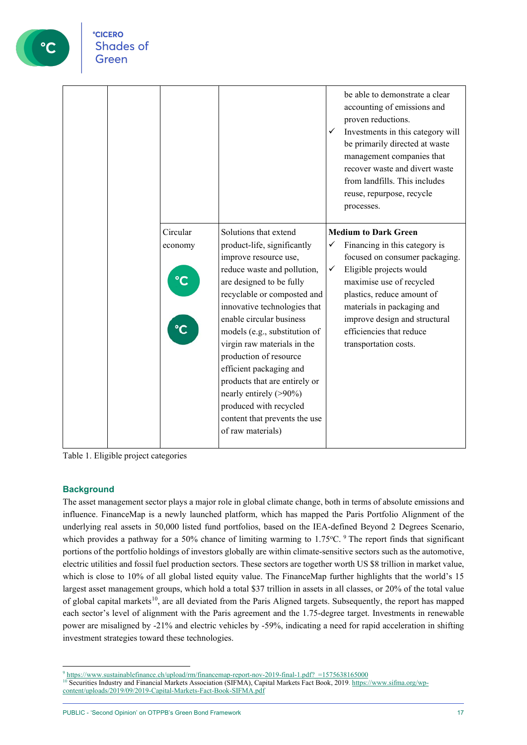|  |  |  |  |  |
|---|---|---|---|---|
|  |  |  |  | be able to demonstrate a clear accounting of emissions and proven reductions.<br>✓ Investments in this category will be primarily directed at waste management companies that recover waste and divert waste from landfills. This includes reuse, repurpose, recycle processes. |
|  |  | Circular economy | Solutions that extend product-life, significantly improve resource use, reduce waste and pollution, are designed to be fully recyclable or composted and innovative technologies that enable circular business models (e.g., substitution of virgin raw materials in the production of resource efficient packaging and products that are entirely or nearly entirely (>90%) produced with recycled content that prevents the use of raw materials) | **Medium to Dark Green**<br>✓ Financing in this category is focused on consumer packaging.<br>✓ Eligible projects would maximise use of recycled plastics, reduce amount of materials in packaging and improve design and structural efficiencies that reduce transportation costs. |

Table 1. Eligible project categories

## Background

The asset management sector plays a major role in global climate change, both in terms of absolute emissions and influence. FinanceMap is a newly launched platform, which has mapped the Paris Portfolio Alignment of the underlying real assets in 50,000 listed fund portfolios, based on the IEA-defined Beyond 2 Degrees Scenario, which provides a pathway for a 50% chance of limiting warming to 1.75ºC.[9] The report finds that significant portions of the portfolio holdings of investors globally are within climate-sensitive sectors such as the automotive, electric utilities and fossil fuel production sectors. These sectors are together worth US $8 trillion in market value, which is close to 10% of all global listed equity value. The FinanceMap further highlights that the world's 15 largest asset management groups, which hold a total $37 trillion in assets in all classes, or 20% of the total value of global capital markets[10], are all deviated from the Paris Aligned targets. Subsequently, the report has mapped each sector's level of alignment with the Paris agreement and the 1.75-degree target. Investments in renewable power are misaligned by -21% and electric vehicles by -59%, indicating a need for rapid acceleration in shifting investment strategies toward these technologies.

[9] https://www.sustainablefinance.ch/upload/rm/financemap-report-nov-2019-final-1.pdf?_=1575638165000

[10] Securities Industry and Financial Markets Association (SIFMA), Capital Markets Fact Book, 2019. https://www.sifma.org/wp-content/uploads/2019/09/2019-Capital-Markets-Fact-Book-SIFMA.pdf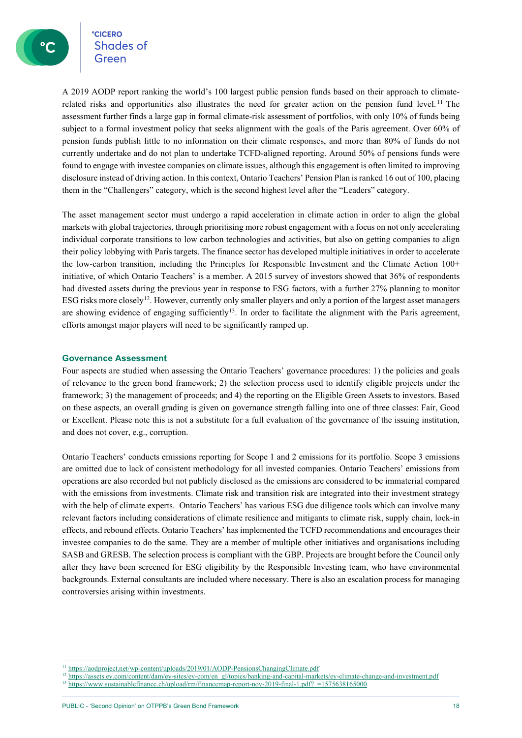A 2019 AODP report ranking the world's 100 largest public pension funds based on their approach to climate-related risks and opportunities also illustrates the need for greater action on the pension fund level.[11] The assessment further finds a large gap in formal climate-risk assessment of portfolios, with only 10% of funds being subject to a formal investment policy that seeks alignment with the goals of the Paris agreement. Over 60% of pension funds publish little to no information on their climate responses, and more than 80% of funds do not currently undertake and do not plan to undertake TCFD-aligned reporting. Around 50% of pensions funds were found to engage with investee companies on climate issues, although this engagement is often limited to improving disclosure instead of driving action. In this context, Ontario Teachers' Pension Plan is ranked 16 out of 100, placing them in the "Challengers" category, which is the second highest level after the "Leaders" category.

The asset management sector must undergo a rapid acceleration in climate action in order to align the global markets with global trajectories, through prioritising more robust engagement with a focus on not only accelerating individual corporate transitions to low carbon technologies and activities, but also on getting companies to align their policy lobbying with Paris targets. The finance sector has developed multiple initiatives in order to accelerate the low-carbon transition, including the Principles for Responsible Investment and the Climate Action 100+ initiative, of which Ontario Teachers' is a member. A 2015 survey of investors showed that 36% of respondents had divested assets during the previous year in response to ESG factors, with a further 27% planning to monitor ESG risks more closely[12]. However, currently only smaller players and only a portion of the largest asset managers are showing evidence of engaging sufficiently[13]. In order to facilitate the alignment with the Paris agreement, efforts amongst major players will need to be significantly ramped up.

### Governance Assessment

Four aspects are studied when assessing the Ontario Teachers' governance procedures: 1) the policies and goals of relevance to the green bond framework; 2) the selection process used to identify eligible projects under the framework; 3) the management of proceeds; and 4) the reporting on the Eligible Green Assets to investors. Based on these aspects, an overall grading is given on governance strength falling into one of three classes: Fair, Good or Excellent. Please note this is not a substitute for a full evaluation of the governance of the issuing institution, and does not cover, e.g., corruption.

Ontario Teachers' conducts emissions reporting for Scope 1 and 2 emissions for its portfolio. Scope 3 emissions are omitted due to lack of consistent methodology for all invested companies. Ontario Teachers' emissions from operations are also recorded but not publicly disclosed as the emissions are considered to be immaterial compared with the emissions from investments. Climate risk and transition risk are integrated into their investment strategy with the help of climate experts. Ontario Teachers' has various ESG due diligence tools which can involve many relevant factors including considerations of climate resilience and mitigants to climate risk, supply chain, lock-in effects, and rebound effects. Ontario Teachers' has implemented the TCFD recommendations and encourages their investee companies to do the same. They are a member of multiple other initiatives and organisations including SASB and GRESB. The selection process is compliant with the GBP. Projects are brought before the Council only after they have been screened for ESG eligibility by the Responsible Investing team, who have environmental backgrounds. External consultants are included where necessary. There is also an escalation process for managing controversies arising within investments.

---

[11] https://aodproject.net/wp-content/uploads/2019/01/AODP-PensionsChangingClimate.pdf

[12] https://assets.ey.com/content/dam/ey-sites/ey-com/en_gl/topics/banking-and-capital-markets/ey-climate-change-and-investment.pdf

[13] https://www.sustainablefinance.ch/upload/rm/financemap-report-nov-2019-final-1.pdf?_=1575638165000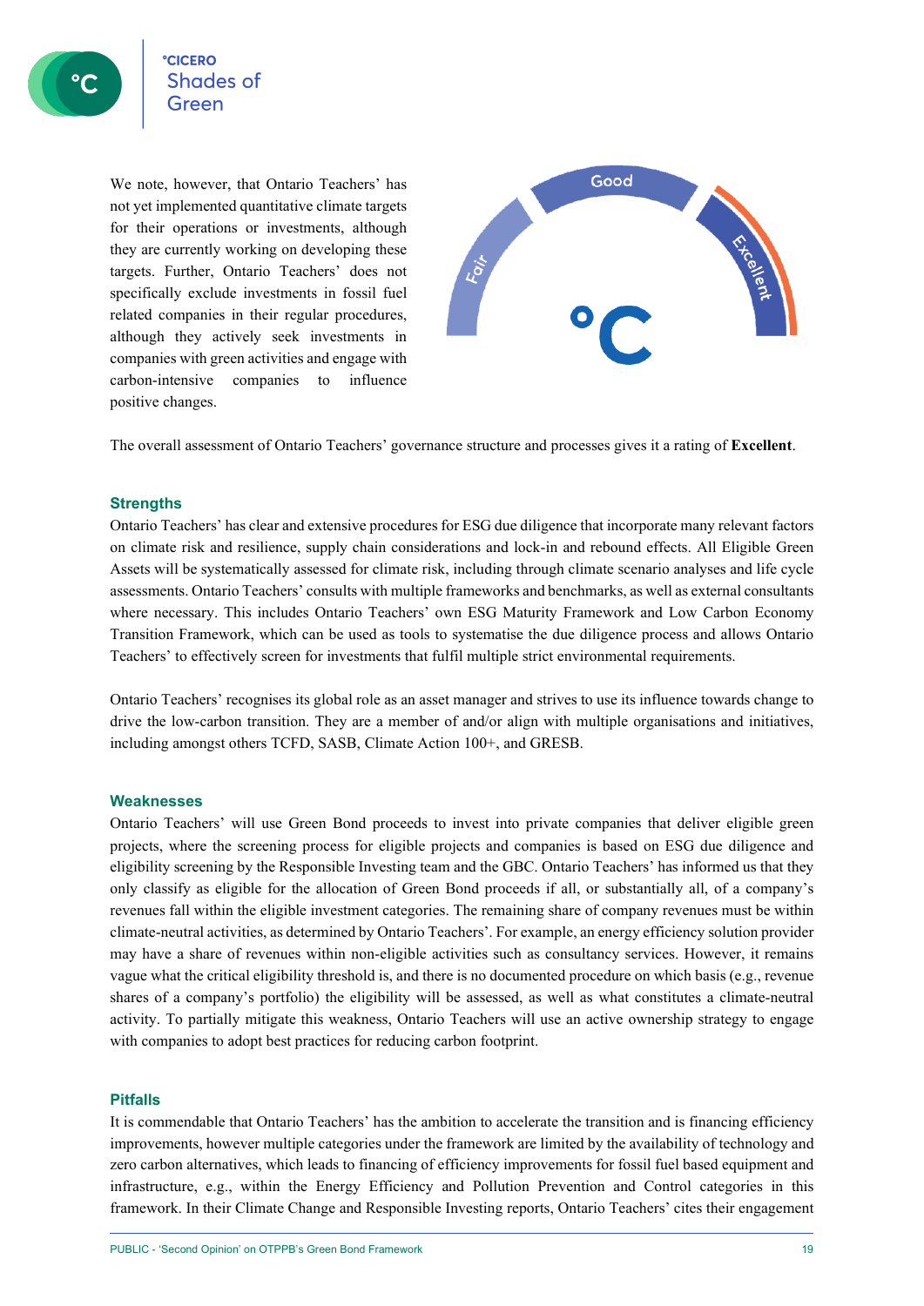We note, however, that Ontario Teachers' has not yet implemented quantitative climate targets for their operations or investments, although they are currently working on developing these targets. Further, Ontario Teachers' does not specifically exclude investments in fossil fuel related companies in their regular procedures, although they actively seek investments in companies with green activities and engage with carbon-intensive companies to influence positive changes.

The overall assessment of Ontario Teachers' governance structure and processes gives it a rating of **Excellent**.

### Strengths

Ontario Teachers' has clear and extensive procedures for ESG due diligence that incorporate many relevant factors on climate risk and resilience, supply chain considerations and lock-in and rebound effects. All Eligible Green Assets will be systematically assessed for climate risk, including through climate scenario analyses and life cycle assessments. Ontario Teachers' consults with multiple frameworks and benchmarks, as well as external consultants where necessary. This includes Ontario Teachers' own ESG Maturity Framework and Low Carbon Economy Transition Framework, which can be used as tools to systematise the due diligence process and allows Ontario Teachers' to effectively screen for investments that fulfil multiple strict environmental requirements.

Ontario Teachers' recognises its global role as an asset manager and strives to use its influence towards change to drive the low-carbon transition. They are a member of and/or align with multiple organisations and initiatives, including amongst others TCFD, SASB, Climate Action 100+, and GRESB.

### Weaknesses

Ontario Teachers' will use Green Bond proceeds to invest into private companies that deliver eligible green projects, where the screening process for eligible projects and companies is based on ESG due diligence and eligibility screening by the Responsible Investing team and the GBC. Ontario Teachers' has informed us that they only classify as eligible for the allocation of Green Bond proceeds if all, or substantially all, of a company's revenues fall within the eligible investment categories. The remaining share of company revenues must be within climate-neutral activities, as determined by Ontario Teachers'. For example, an energy efficiency solution provider may have a share of revenues within non-eligible activities such as consultancy services. However, it remains vague what the critical eligibility threshold is, and there is no documented procedure on which basis (e.g., revenue shares of a company's portfolio) the eligibility will be assessed, as well as what constitutes a climate-neutral activity. To partially mitigate this weakness, Ontario Teachers will use an active ownership strategy to engage with companies to adopt best practices for reducing carbon footprint.

### Pitfalls

It is commendable that Ontario Teachers' has the ambition to accelerate the transition and is financing efficiency improvements, however multiple categories under the framework are limited by the availability of technology and zero carbon alternatives, which leads to financing of efficiency improvements for fossil fuel based equipment and infrastructure, e.g., within the Energy Efficiency and Pollution Prevention and Control categories in this framework. In their Climate Change and Responsible Investing reports, Ontario Teachers' cites their engagement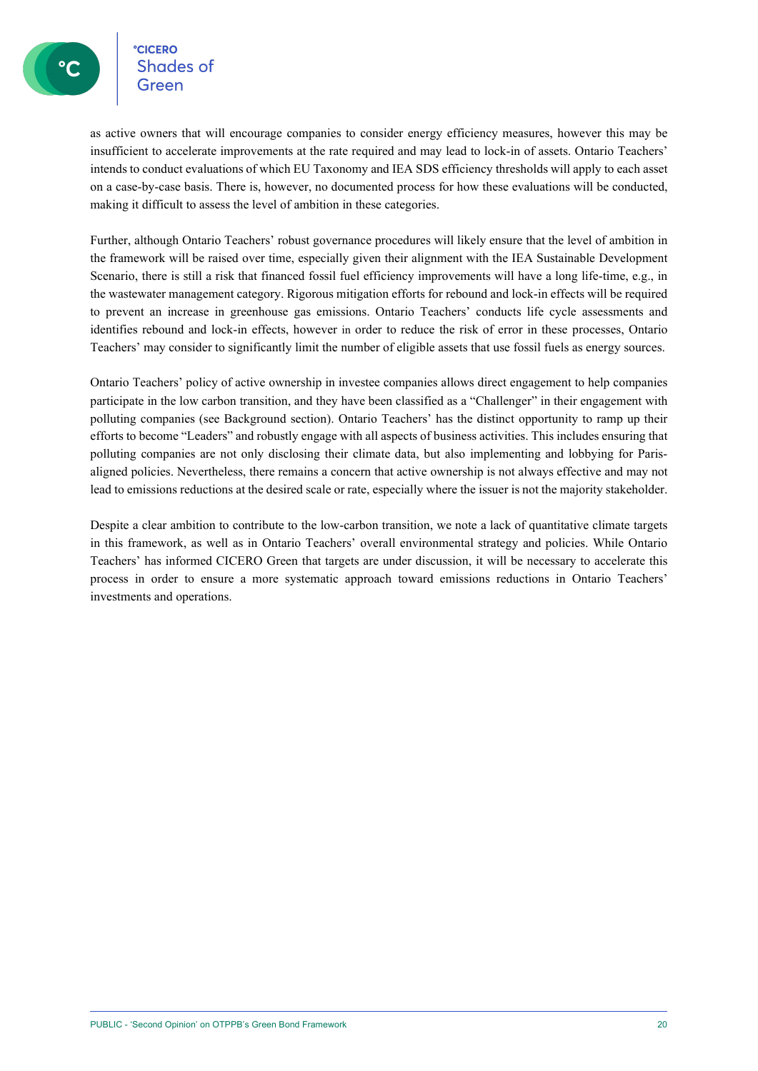as active owners that will encourage companies to consider energy efficiency measures, however this may be insufficient to accelerate improvements at the rate required and may lead to lock-in of assets. Ontario Teachers' intends to conduct evaluations of which EU Taxonomy and IEA SDS efficiency thresholds will apply to each asset on a case-by-case basis. There is, however, no documented process for how these evaluations will be conducted, making it difficult to assess the level of ambition in these categories.

Further, although Ontario Teachers' robust governance procedures will likely ensure that the level of ambition in the framework will be raised over time, especially given their alignment with the IEA Sustainable Development Scenario, there is still a risk that financed fossil fuel efficiency improvements will have a long life-time, e.g., in the wastewater management category. Rigorous mitigation efforts for rebound and lock-in effects will be required to prevent an increase in greenhouse gas emissions. Ontario Teachers' conducts life cycle assessments and identifies rebound and lock-in effects, however in order to reduce the risk of error in these processes, Ontario Teachers' may consider to significantly limit the number of eligible assets that use fossil fuels as energy sources.

Ontario Teachers' policy of active ownership in investee companies allows direct engagement to help companies participate in the low carbon transition, and they have been classified as a "Challenger" in their engagement with polluting companies (see Background section). Ontario Teachers' has the distinct opportunity to ramp up their efforts to become "Leaders" and robustly engage with all aspects of business activities. This includes ensuring that polluting companies are not only disclosing their climate data, but also implementing and lobbying for Paris-aligned policies. Nevertheless, there remains a concern that active ownership is not always effective and may not lead to emissions reductions at the desired scale or rate, especially where the issuer is not the majority stakeholder.

Despite a clear ambition to contribute to the low-carbon transition, we note a lack of quantitative climate targets in this framework, as well as in Ontario Teachers' overall environmental strategy and policies. While Ontario Teachers' has informed CICERO Green that targets are under discussion, it will be necessary to accelerate this process in order to ensure a more systematic approach toward emissions reductions in Ontario Teachers' investments and operations.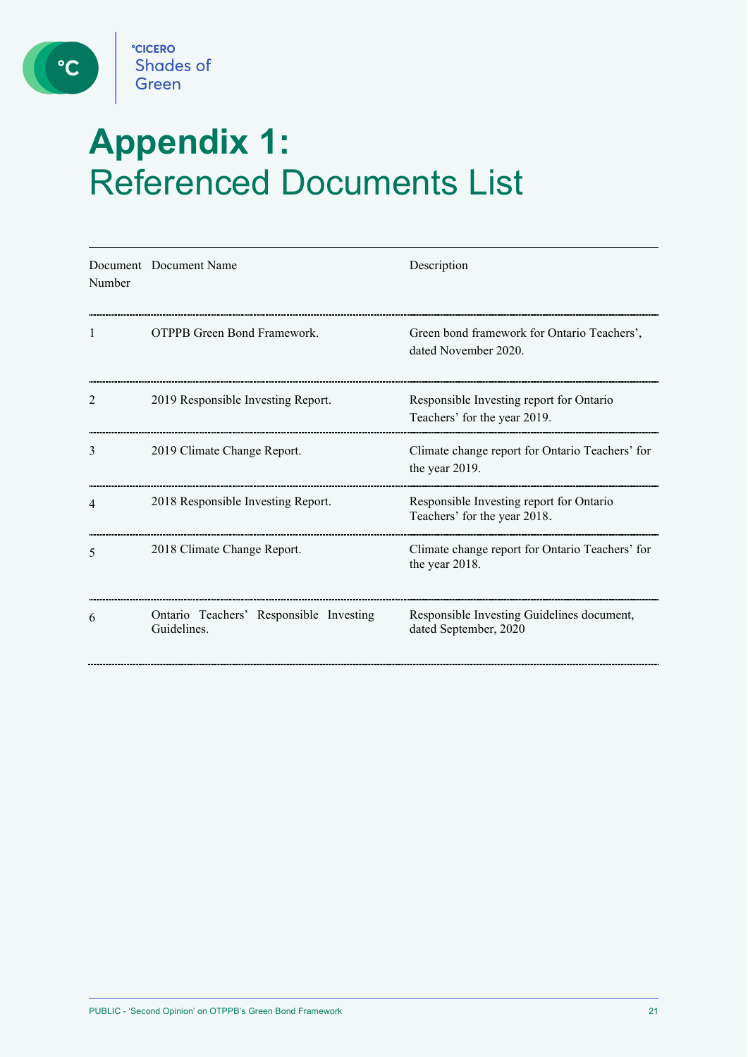# Appendix 1: Referenced Documents List

| Document Number | Document Name | Description |
|---|---|---|
| 1 | OTPPB Green Bond Framework. | Green bond framework for Ontario Teachers', dated November 2020. |
| 2 | 2019 Responsible Investing Report. | Responsible Investing report for Ontario Teachers' for the year 2019. |
| 3 | 2019 Climate Change Report. | Climate change report for Ontario Teachers' for the year 2019. |
| 4 | 2018 Responsible Investing Report. | Responsible Investing report for Ontario Teachers' for the year 2018. |
| 5 | 2018 Climate Change Report. | Climate change report for Ontario Teachers' for the year 2018. |
| 6 | Ontario Teachers' Responsible Investing Guidelines. | Responsible Investing Guidelines document, dated September, 2020 |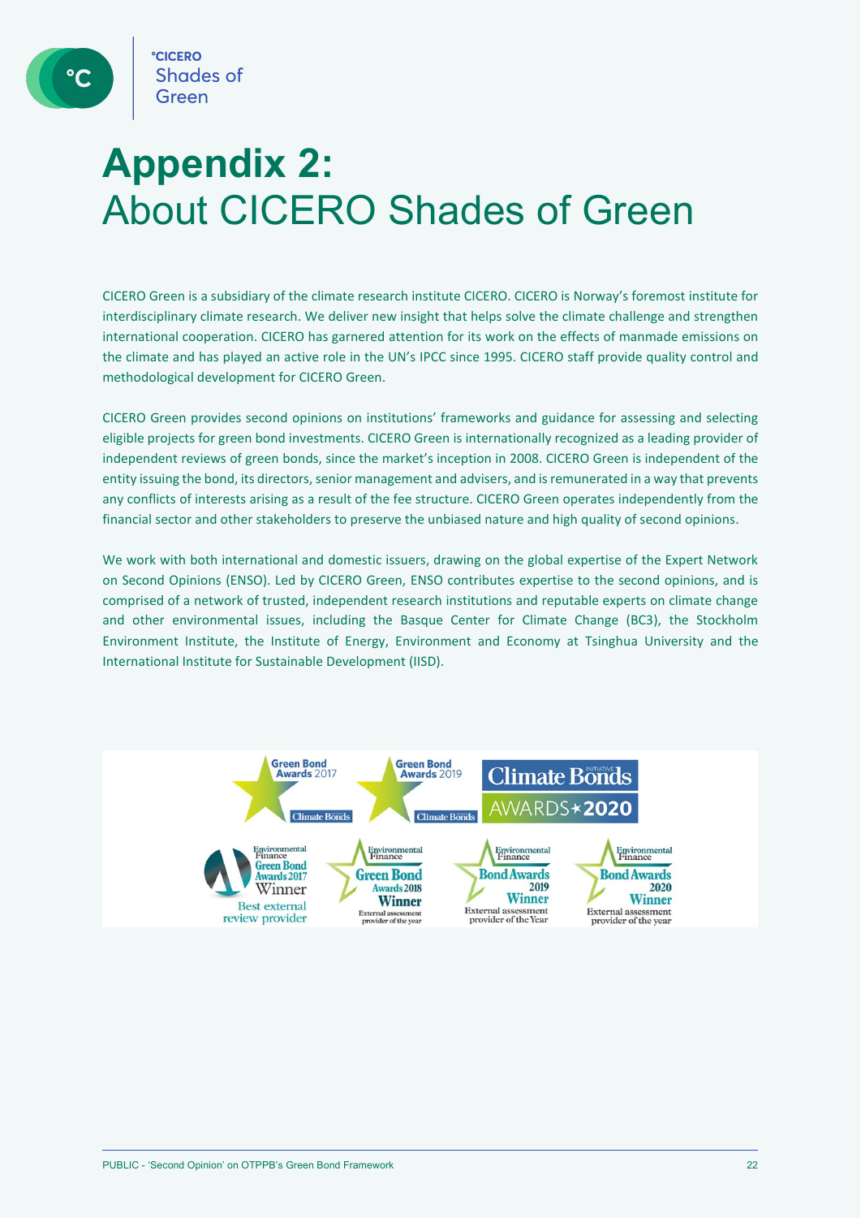# Appendix 2: About CICERO Shades of Green

CICERO Green is a subsidiary of the climate research institute CICERO. CICERO is Norway's foremost institute for interdisciplinary climate research. We deliver new insight that helps solve the climate challenge and strengthen international cooperation. CICERO has garnered attention for its work on the effects of manmade emissions on the climate and has played an active role in the UN's IPCC since 1995. CICERO staff provide quality control and methodological development for CICERO Green.

CICERO Green provides second opinions on institutions' frameworks and guidance for assessing and selecting eligible projects for green bond investments. CICERO Green is internationally recognized as a leading provider of independent reviews of green bonds, since the market's inception in 2008. CICERO Green is independent of the entity issuing the bond, its directors, senior management and advisers, and is remunerated in a way that prevents any conflicts of interests arising as a result of the fee structure. CICERO Green operates independently from the financial sector and other stakeholders to preserve the unbiased nature and high quality of second opinions.

We work with both international and domestic issuers, drawing on the global expertise of the Expert Network on Second Opinions (ENSO). Led by CICERO Green, ENSO contributes expertise to the second opinions, and is comprised of a network of trusted, independent research institutions and reputable experts on climate change and other environmental issues, including the Basque Center for Climate Change (BC3), the Stockholm Environment Institute, the Institute of Energy, Environment and Economy at Tsinghua University and the International Institute for Sustainable Development (IISD).